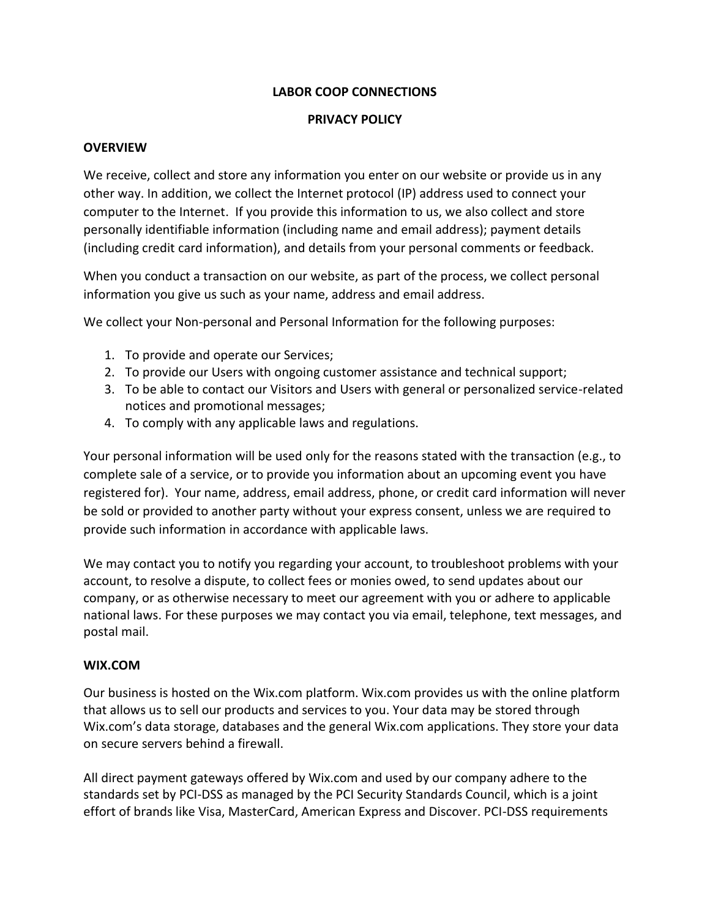# LABOR COOP CONNECTIONS

## PRIVACY POLICY

### OVERVIEW

We receive, collect and store any information you enter on our website or provide us in any other way. In addition, we collect the Internet protocol (IP) address used to connect your computer to the Internet. If you provide this information to us, we also collect and store personally identifiable information (including name and email address); payment details (including credit card information), and details from your personal comments or feedback.

When you conduct a transaction on our website, as part of the process, we collect personal information you give us such as your name, address and email address.

We collect your Non-personal and Personal Information for the following purposes:

1. To provide and operate our Services;
2. To provide our Users with ongoing customer assistance and technical support;
3. To be able to contact our Visitors and Users with general or personalized service-related notices and promotional messages;
4. To comply with any applicable laws and regulations.

Your personal information will be used only for the reasons stated with the transaction (e.g., to complete sale of a service, or to provide you information about an upcoming event you have registered for). Your name, address, email address, phone, or credit card information will never be sold or provided to another party without your express consent, unless we are required to provide such information in accordance with applicable laws.

We may contact you to notify you regarding your account, to troubleshoot problems with your account, to resolve a dispute, to collect fees or monies owed, to send updates about our company, or as otherwise necessary to meet our agreement with you or adhere to applicable national laws. For these purposes we may contact you via email, telephone, text messages, and postal mail.

### WIX.COM

Our business is hosted on the Wix.com platform. Wix.com provides us with the online platform that allows us to sell our products and services to you. Your data may be stored through Wix.com's data storage, databases and the general Wix.com applications. They store your data on secure servers behind a firewall.

All direct payment gateways offered by Wix.com and used by our company adhere to the standards set by PCI-DSS as managed by the PCI Security Standards Council, which is a joint effort of brands like Visa, MasterCard, American Express and Discover. PCI-DSS requirements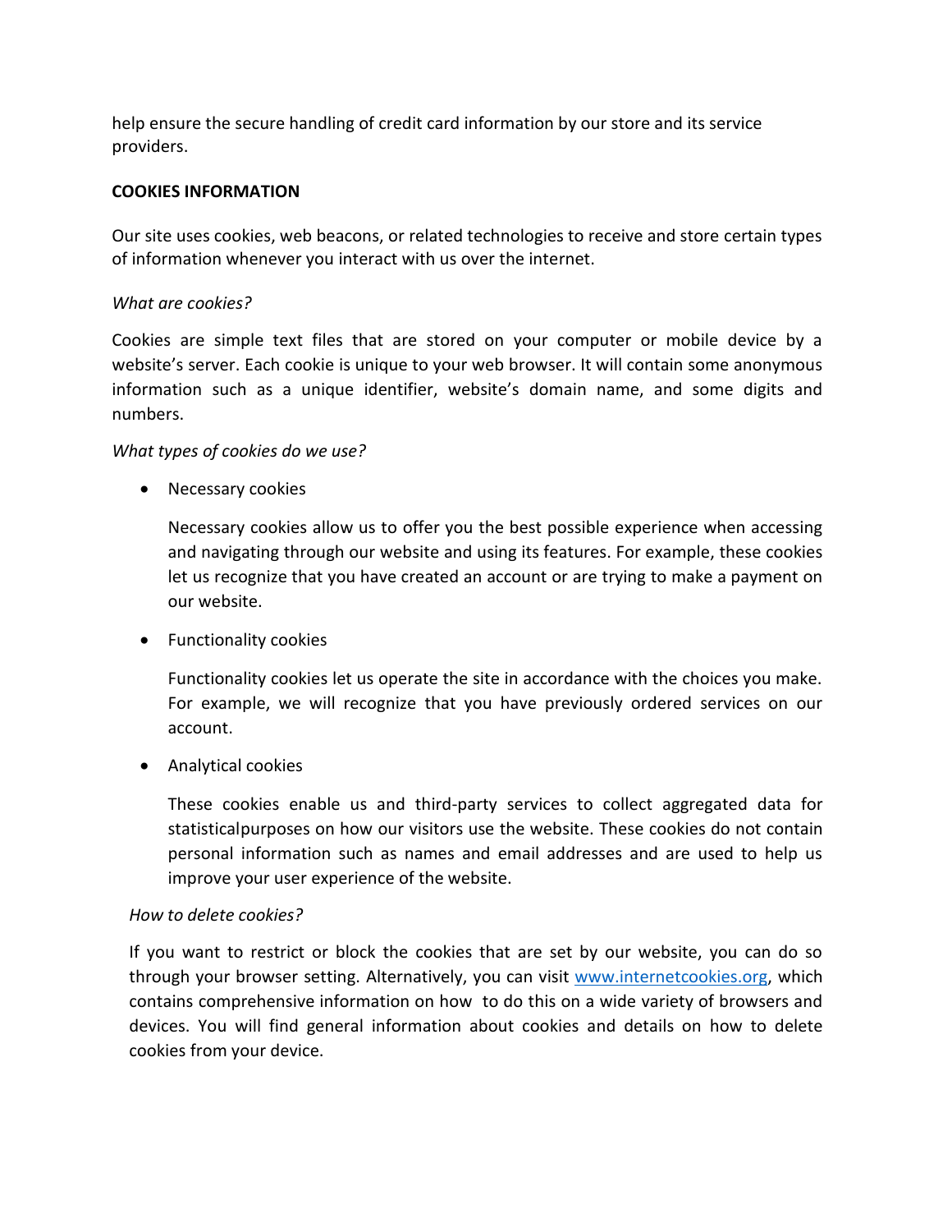help ensure the secure handling of credit card information by our store and its service providers.

**COOKIES INFORMATION**

Our site uses cookies, web beacons, or related technologies to receive and store certain types of information whenever you interact with us over the internet.

*What are cookies?*

Cookies are simple text files that are stored on your computer or mobile device by a website's server. Each cookie is unique to your web browser. It will contain some anonymous information such as a unique identifier, website's domain name, and some digits and numbers.

*What types of cookies do we use?*

- Necessary cookies

  Necessary cookies allow us to offer you the best possible experience when accessing and navigating through our website and using its features. For example, these cookies let us recognize that you have created an account or are trying to make a payment on our website.

- Functionality cookies

  Functionality cookies let us operate the site in accordance with the choices you make. For example, we will recognize that you have previously ordered services on our account.

- Analytical cookies

  These cookies enable us and third-party services to collect aggregated data for statisticalpurposes on how our visitors use the website. These cookies do not contain personal information such as names and email addresses and are used to help us improve your user experience of the website.

*How to delete cookies?*

If you want to restrict or block the cookies that are set by our website, you can do so through your browser setting. Alternatively, you can visit [www.internetcookies.org](http://www.internetcookies.org), which contains comprehensive information on how to do this on a wide variety of browsers and devices. You will find general information about cookies and details on how to delete cookies from your device.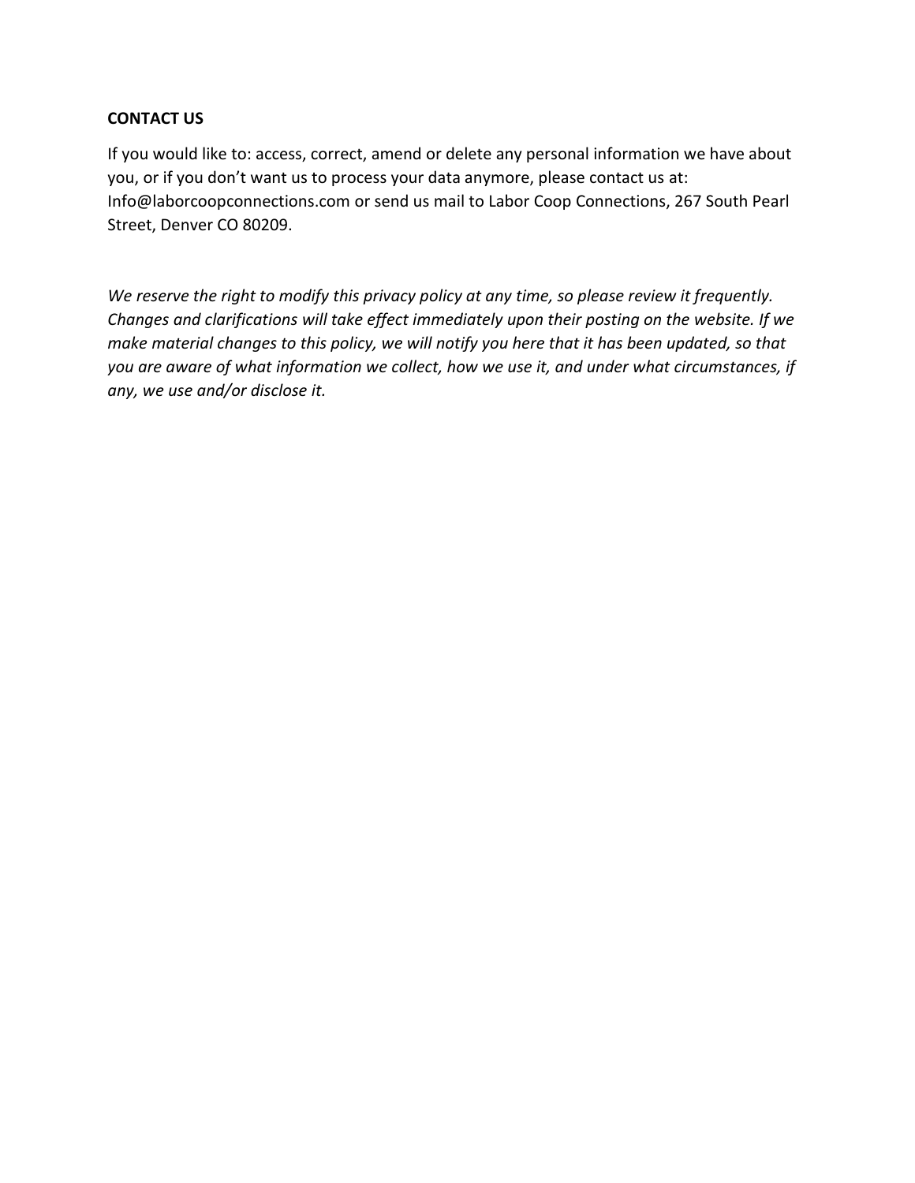**CONTACT US**

If you would like to: access, correct, amend or delete any personal information we have about you, or if you don't want us to process your data anymore, please contact us at: Info@laborcoopconnections.com or send us mail to Labor Coop Connections, 267 South Pearl Street, Denver CO 80209.

*We reserve the right to modify this privacy policy at any time, so please review it frequently. Changes and clarifications will take effect immediately upon their posting on the website. If we make material changes to this policy, we will notify you here that it has been updated, so that you are aware of what information we collect, how we use it, and under what circumstances, if any, we use and/or disclose it.*